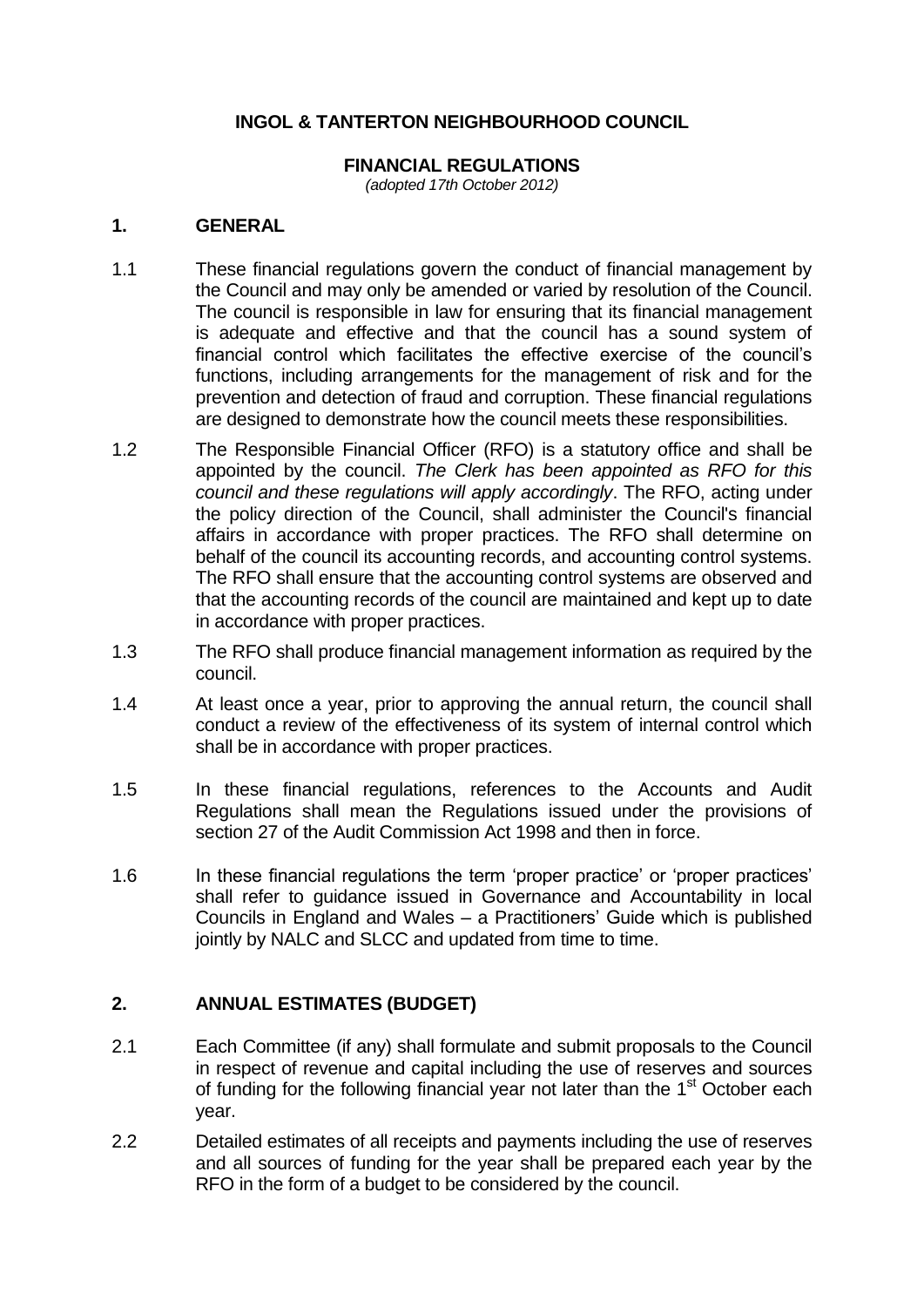# INGOL & TANTERTON NEIGHBOURHOOD COUNCIL

## FINANCIAL REGULATIONS

*(adopted 17th October 2012)*

### 1. GENERAL

1.1 These financial regulations govern the conduct of financial management by the Council and may only be amended or varied by resolution of the Council. The council is responsible in law for ensuring that its financial management is adequate and effective and that the council has a sound system of financial control which facilitates the effective exercise of the council's functions, including arrangements for the management of risk and for the prevention and detection of fraud and corruption. These financial regulations are designed to demonstrate how the council meets these responsibilities.

1.2 The Responsible Financial Officer (RFO) is a statutory office and shall be appointed by the council. *The Clerk has been appointed as RFO for this council and these regulations will apply accordingly*. The RFO, acting under the policy direction of the Council, shall administer the Council's financial affairs in accordance with proper practices. The RFO shall determine on behalf of the council its accounting records, and accounting control systems. The RFO shall ensure that the accounting control systems are observed and that the accounting records of the council are maintained and kept up to date in accordance with proper practices.

1.3 The RFO shall produce financial management information as required by the council.

1.4 At least once a year, prior to approving the annual return, the council shall conduct a review of the effectiveness of its system of internal control which shall be in accordance with proper practices.

1.5 In these financial regulations, references to the Accounts and Audit Regulations shall mean the Regulations issued under the provisions of section 27 of the Audit Commission Act 1998 and then in force.

1.6 In these financial regulations the term 'proper practice' or 'proper practices' shall refer to guidance issued in Governance and Accountability in local Councils in England and Wales – a Practitioners' Guide which is published jointly by NALC and SLCC and updated from time to time.

### 2. ANNUAL ESTIMATES (BUDGET)

2.1 Each Committee (if any) shall formulate and submit proposals to the Council in respect of revenue and capital including the use of reserves and sources of funding for the following financial year not later than the 1st October each year.

2.2 Detailed estimates of all receipts and payments including the use of reserves and all sources of funding for the year shall be prepared each year by the RFO in the form of a budget to be considered by the council.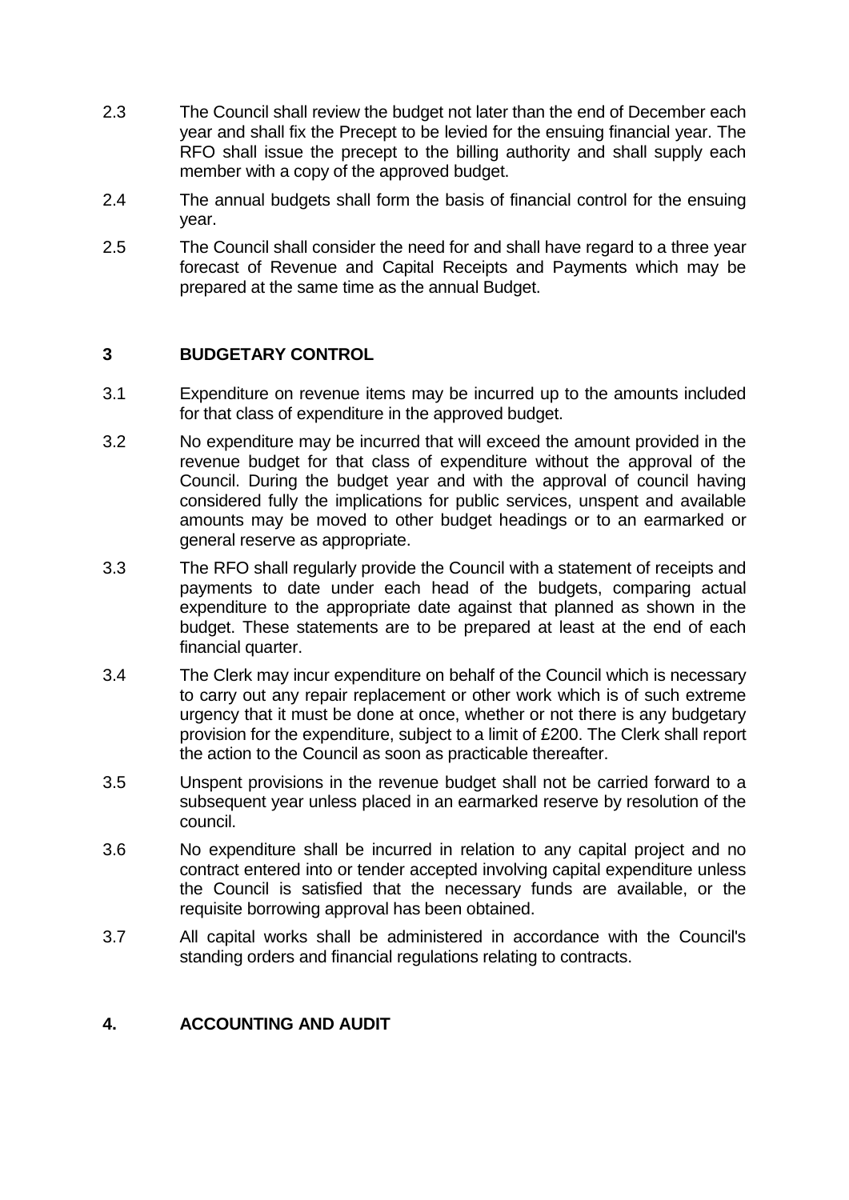2.3 The Council shall review the budget not later than the end of December each year and shall fix the Precept to be levied for the ensuing financial year. The RFO shall issue the precept to the billing authority and shall supply each member with a copy of the approved budget.

2.4 The annual budgets shall form the basis of financial control for the ensuing year.

2.5 The Council shall consider the need for and shall have regard to a three year forecast of Revenue and Capital Receipts and Payments which may be prepared at the same time as the annual Budget.

## 3 BUDGETARY CONTROL

3.1 Expenditure on revenue items may be incurred up to the amounts included for that class of expenditure in the approved budget.

3.2 No expenditure may be incurred that will exceed the amount provided in the revenue budget for that class of expenditure without the approval of the Council. During the budget year and with the approval of council having considered fully the implications for public services, unspent and available amounts may be moved to other budget headings or to an earmarked or general reserve as appropriate.

3.3 The RFO shall regularly provide the Council with a statement of receipts and payments to date under each head of the budgets, comparing actual expenditure to the appropriate date against that planned as shown in the budget. These statements are to be prepared at least at the end of each financial quarter.

3.4 The Clerk may incur expenditure on behalf of the Council which is necessary to carry out any repair replacement or other work which is of such extreme urgency that it must be done at once, whether or not there is any budgetary provision for the expenditure, subject to a limit of £200. The Clerk shall report the action to the Council as soon as practicable thereafter.

3.5 Unspent provisions in the revenue budget shall not be carried forward to a subsequent year unless placed in an earmarked reserve by resolution of the council.

3.6 No expenditure shall be incurred in relation to any capital project and no contract entered into or tender accepted involving capital expenditure unless the Council is satisfied that the necessary funds are available, or the requisite borrowing approval has been obtained.

3.7 All capital works shall be administered in accordance with the Council's standing orders and financial regulations relating to contracts.

## 4. ACCOUNTING AND AUDIT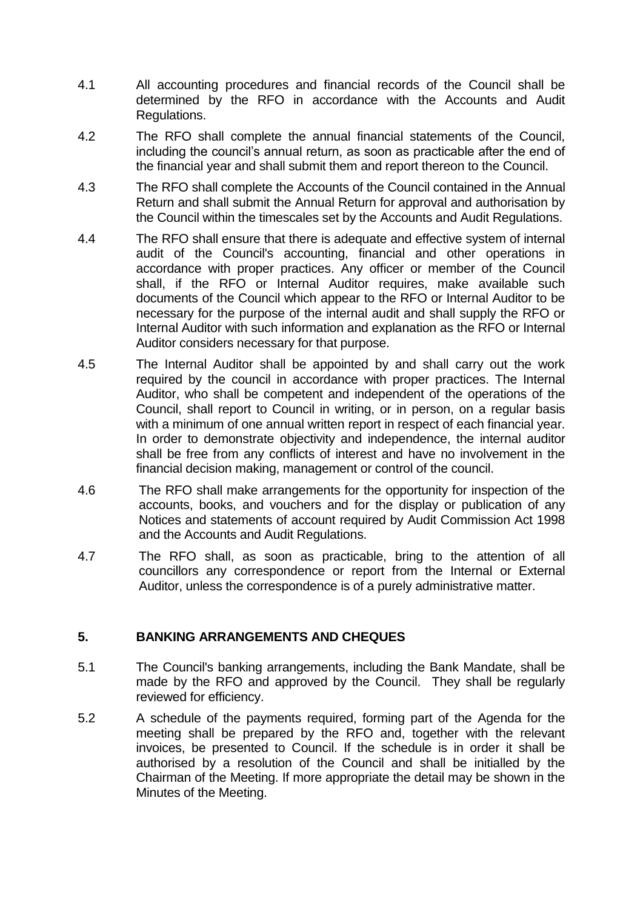4.1 All accounting procedures and financial records of the Council shall be determined by the RFO in accordance with the Accounts and Audit Regulations.

4.2 The RFO shall complete the annual financial statements of the Council, including the council's annual return, as soon as practicable after the end of the financial year and shall submit them and report thereon to the Council.

4.3 The RFO shall complete the Accounts of the Council contained in the Annual Return and shall submit the Annual Return for approval and authorisation by the Council within the timescales set by the Accounts and Audit Regulations.

4.4 The RFO shall ensure that there is adequate and effective system of internal audit of the Council's accounting, financial and other operations in accordance with proper practices. Any officer or member of the Council shall, if the RFO or Internal Auditor requires, make available such documents of the Council which appear to the RFO or Internal Auditor to be necessary for the purpose of the internal audit and shall supply the RFO or Internal Auditor with such information and explanation as the RFO or Internal Auditor considers necessary for that purpose.

4.5 The Internal Auditor shall be appointed by and shall carry out the work required by the council in accordance with proper practices. The Internal Auditor, who shall be competent and independent of the operations of the Council, shall report to Council in writing, or in person, on a regular basis with a minimum of one annual written report in respect of each financial year. In order to demonstrate objectivity and independence, the internal auditor shall be free from any conflicts of interest and have no involvement in the financial decision making, management or control of the council.

4.6 The RFO shall make arrangements for the opportunity for inspection of the accounts, books, and vouchers and for the display or publication of any Notices and statements of account required by Audit Commission Act 1998 and the Accounts and Audit Regulations.

4.7 The RFO shall, as soon as practicable, bring to the attention of all councillors any correspondence or report from the Internal or External Auditor, unless the correspondence is of a purely administrative matter.

## 5. BANKING ARRANGEMENTS AND CHEQUES

5.1 The Council's banking arrangements, including the Bank Mandate, shall be made by the RFO and approved by the Council. They shall be regularly reviewed for efficiency.

5.2 A schedule of the payments required, forming part of the Agenda for the meeting shall be prepared by the RFO and, together with the relevant invoices, be presented to Council. If the schedule is in order it shall be authorised by a resolution of the Council and shall be initialled by the Chairman of the Meeting. If more appropriate the detail may be shown in the Minutes of the Meeting.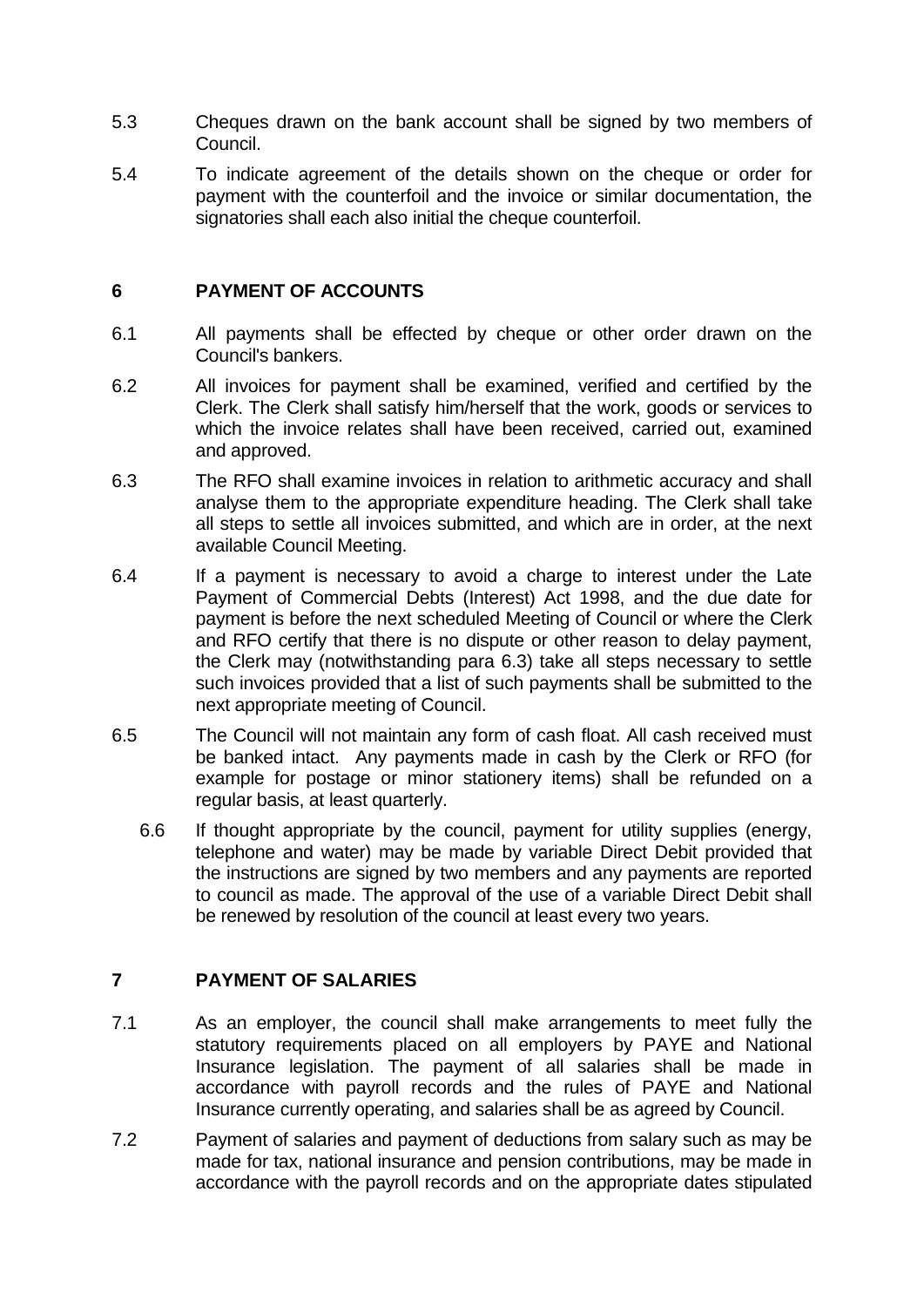5.3 Cheques drawn on the bank account shall be signed by two members of Council.

5.4 To indicate agreement of the details shown on the cheque or order for payment with the counterfoil and the invoice or similar documentation, the signatories shall each also initial the cheque counterfoil.

## 6 PAYMENT OF ACCOUNTS

6.1 All payments shall be effected by cheque or other order drawn on the Council's bankers.

6.2 All invoices for payment shall be examined, verified and certified by the Clerk. The Clerk shall satisfy him/herself that the work, goods or services to which the invoice relates shall have been received, carried out, examined and approved.

6.3 The RFO shall examine invoices in relation to arithmetic accuracy and shall analyse them to the appropriate expenditure heading. The Clerk shall take all steps to settle all invoices submitted, and which are in order, at the next available Council Meeting.

6.4 If a payment is necessary to avoid a charge to interest under the Late Payment of Commercial Debts (Interest) Act 1998, and the due date for payment is before the next scheduled Meeting of Council or where the Clerk and RFO certify that there is no dispute or other reason to delay payment, the Clerk may (notwithstanding para 6.3) take all steps necessary to settle such invoices provided that a list of such payments shall be submitted to the next appropriate meeting of Council.

6.5 The Council will not maintain any form of cash float. All cash received must be banked intact. Any payments made in cash by the Clerk or RFO (for example for postage or minor stationery items) shall be refunded on a regular basis, at least quarterly.

6.6 If thought appropriate by the council, payment for utility supplies (energy, telephone and water) may be made by variable Direct Debit provided that the instructions are signed by two members and any payments are reported to council as made. The approval of the use of a variable Direct Debit shall be renewed by resolution of the council at least every two years.

## 7 PAYMENT OF SALARIES

7.1 As an employer, the council shall make arrangements to meet fully the statutory requirements placed on all employers by PAYE and National Insurance legislation. The payment of all salaries shall be made in accordance with payroll records and the rules of PAYE and National Insurance currently operating, and salaries shall be as agreed by Council.

7.2 Payment of salaries and payment of deductions from salary such as may be made for tax, national insurance and pension contributions, may be made in accordance with the payroll records and on the appropriate dates stipulated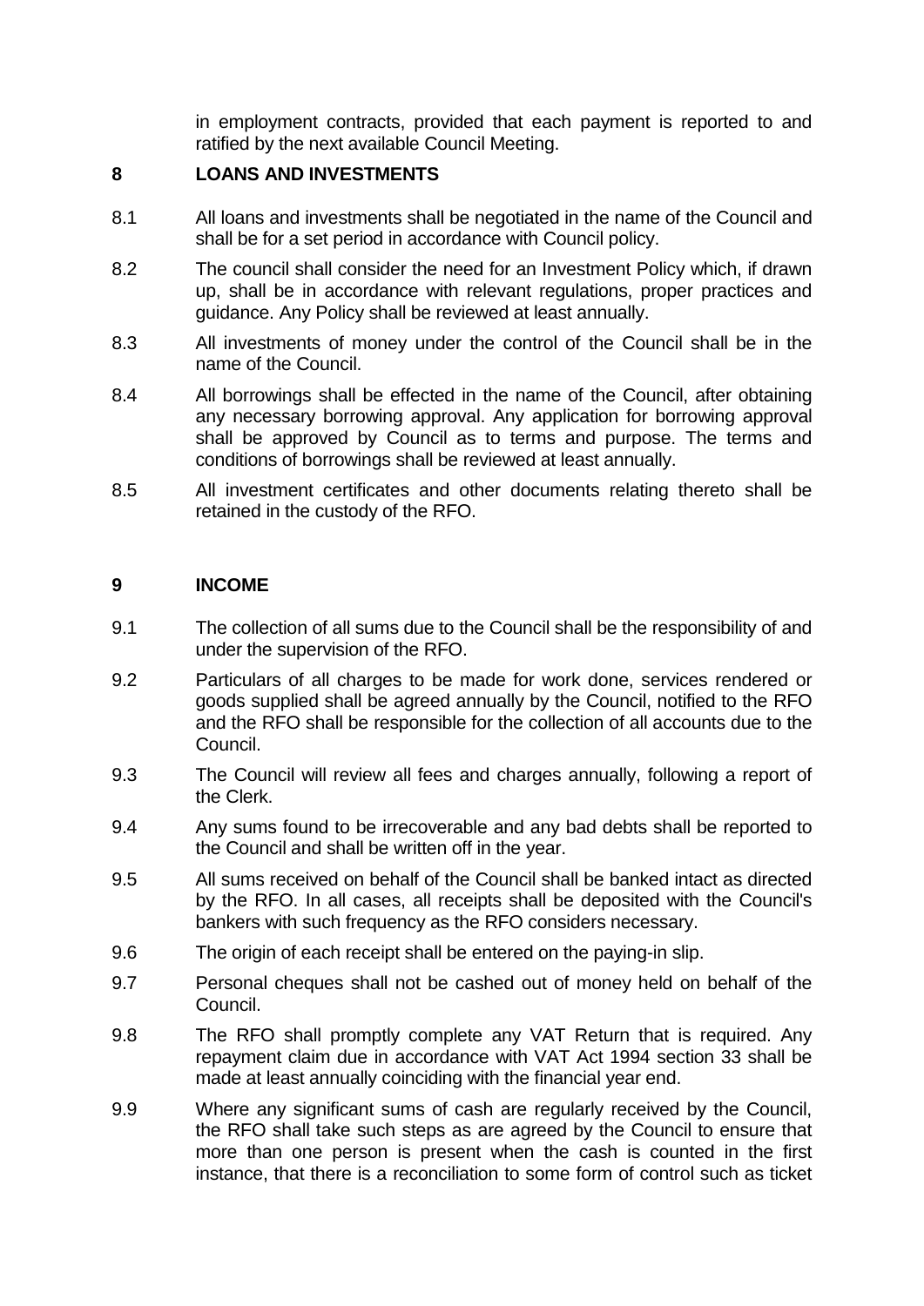in employment contracts, provided that each payment is reported to and ratified by the next available Council Meeting.

## 8 LOANS AND INVESTMENTS

8.1 All loans and investments shall be negotiated in the name of the Council and shall be for a set period in accordance with Council policy.

8.2 The council shall consider the need for an Investment Policy which, if drawn up, shall be in accordance with relevant regulations, proper practices and guidance. Any Policy shall be reviewed at least annually.

8.3 All investments of money under the control of the Council shall be in the name of the Council.

8.4 All borrowings shall be effected in the name of the Council, after obtaining any necessary borrowing approval. Any application for borrowing approval shall be approved by Council as to terms and purpose. The terms and conditions of borrowings shall be reviewed at least annually.

8.5 All investment certificates and other documents relating thereto shall be retained in the custody of the RFO.

## 9 INCOME

9.1 The collection of all sums due to the Council shall be the responsibility of and under the supervision of the RFO.

9.2 Particulars of all charges to be made for work done, services rendered or goods supplied shall be agreed annually by the Council, notified to the RFO and the RFO shall be responsible for the collection of all accounts due to the Council.

9.3 The Council will review all fees and charges annually, following a report of the Clerk.

9.4 Any sums found to be irrecoverable and any bad debts shall be reported to the Council and shall be written off in the year.

9.5 All sums received on behalf of the Council shall be banked intact as directed by the RFO. In all cases, all receipts shall be deposited with the Council's bankers with such frequency as the RFO considers necessary.

9.6 The origin of each receipt shall be entered on the paying-in slip.

9.7 Personal cheques shall not be cashed out of money held on behalf of the Council.

9.8 The RFO shall promptly complete any VAT Return that is required. Any repayment claim due in accordance with VAT Act 1994 section 33 shall be made at least annually coinciding with the financial year end.

9.9 Where any significant sums of cash are regularly received by the Council, the RFO shall take such steps as are agreed by the Council to ensure that more than one person is present when the cash is counted in the first instance, that there is a reconciliation to some form of control such as ticket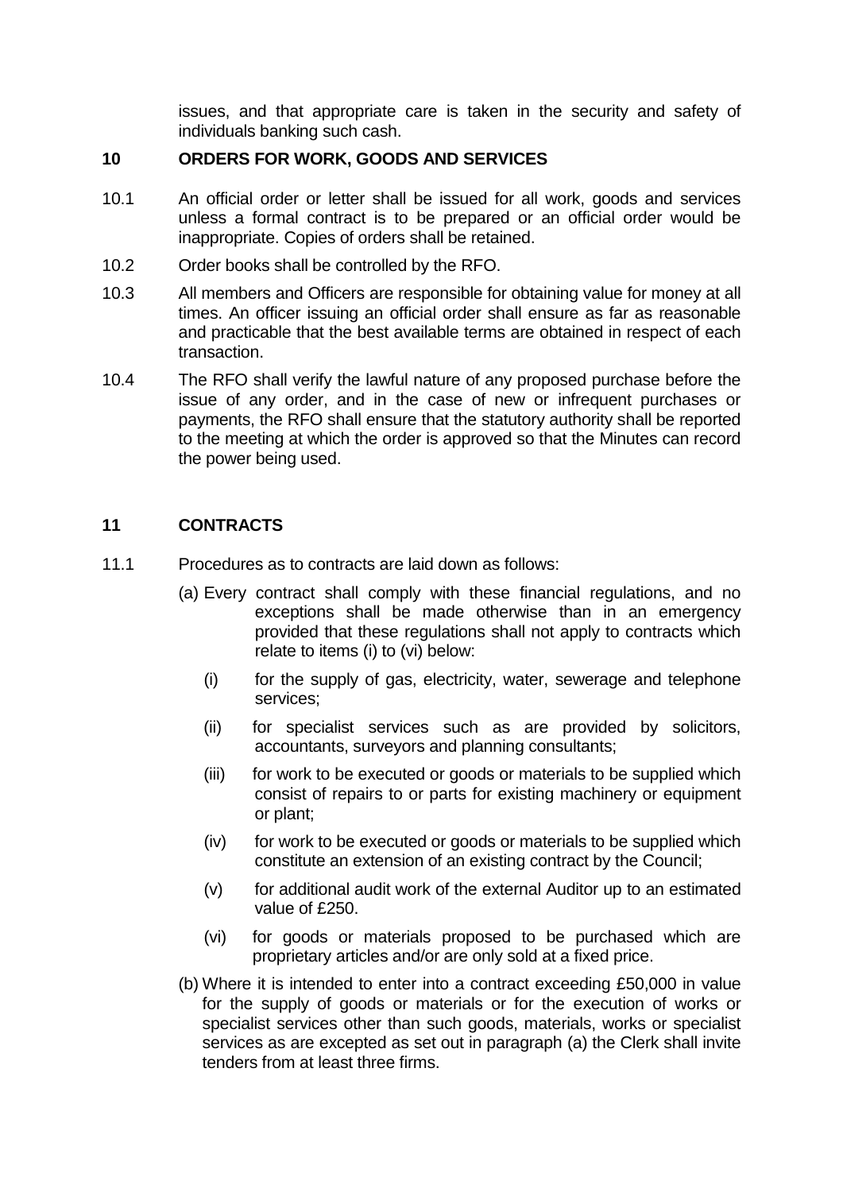issues, and that appropriate care is taken in the security and safety of individuals banking such cash.

## 10 ORDERS FOR WORK, GOODS AND SERVICES

10.1 An official order or letter shall be issued for all work, goods and services unless a formal contract is to be prepared or an official order would be inappropriate. Copies of orders shall be retained.

10.2 Order books shall be controlled by the RFO.

10.3 All members and Officers are responsible for obtaining value for money at all times. An officer issuing an official order shall ensure as far as reasonable and practicable that the best available terms are obtained in respect of each transaction.

10.4 The RFO shall verify the lawful nature of any proposed purchase before the issue of any order, and in the case of new or infrequent purchases or payments, the RFO shall ensure that the statutory authority shall be reported to the meeting at which the order is approved so that the Minutes can record the power being used.

## 11 CONTRACTS

11.1 Procedures as to contracts are laid down as follows:

(a) Every contract shall comply with these financial regulations, and no exceptions shall be made otherwise than in an emergency provided that these regulations shall not apply to contracts which relate to items (i) to (vi) below:

- (i) for the supply of gas, electricity, water, sewerage and telephone services;
- (ii) for specialist services such as are provided by solicitors, accountants, surveyors and planning consultants;
- (iii) for work to be executed or goods or materials to be supplied which consist of repairs to or parts for existing machinery or equipment or plant;
- (iv) for work to be executed or goods or materials to be supplied which constitute an extension of an existing contract by the Council;
- (v) for additional audit work of the external Auditor up to an estimated value of £250.
- (vi) for goods or materials proposed to be purchased which are proprietary articles and/or are only sold at a fixed price.

(b) Where it is intended to enter into a contract exceeding £50,000 in value for the supply of goods or materials or for the execution of works or specialist services other than such goods, materials, works or specialist services as are excepted as set out in paragraph (a) the Clerk shall invite tenders from at least three firms.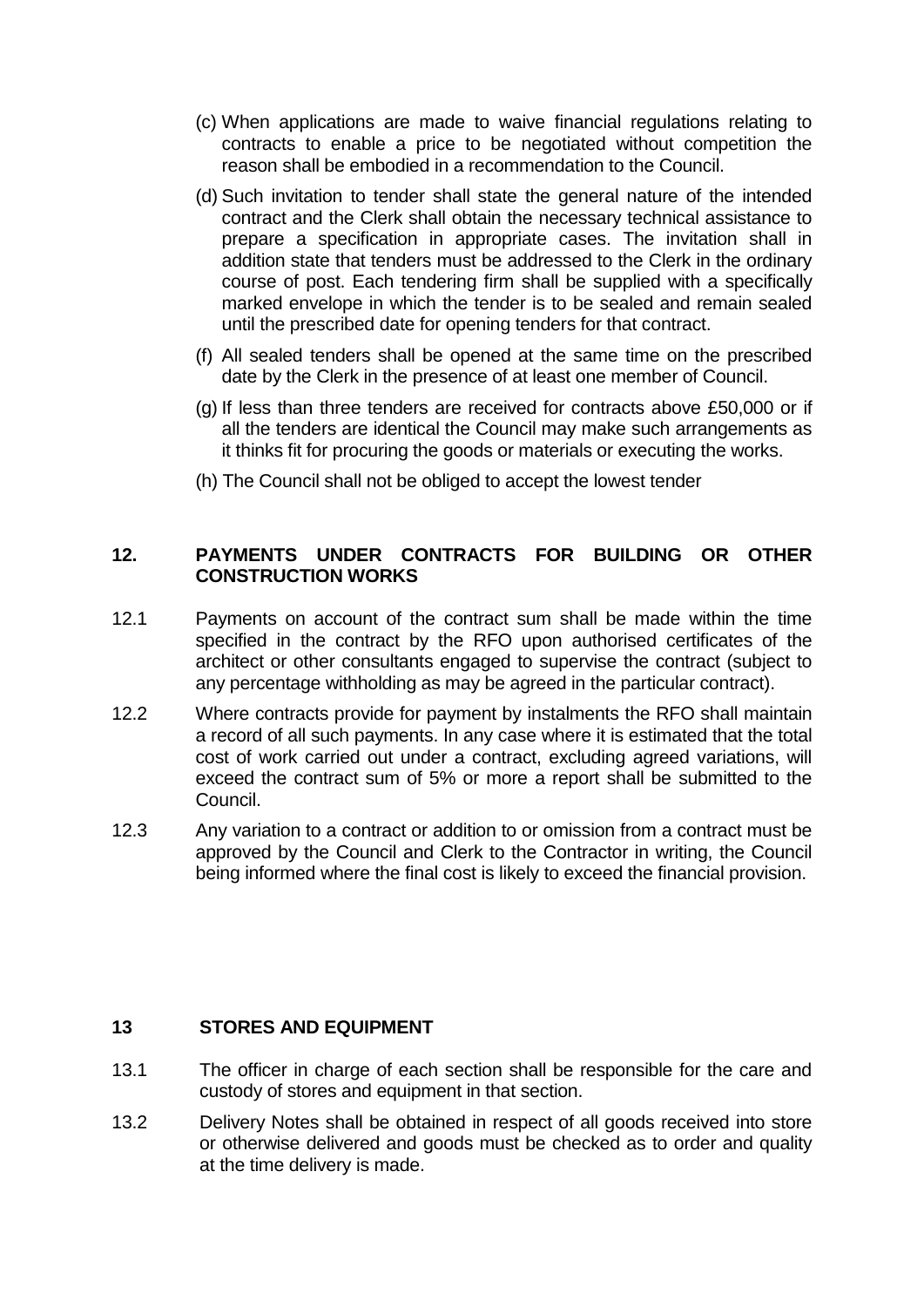(c) When applications are made to waive financial regulations relating to contracts to enable a price to be negotiated without competition the reason shall be embodied in a recommendation to the Council.

(d) Such invitation to tender shall state the general nature of the intended contract and the Clerk shall obtain the necessary technical assistance to prepare a specification in appropriate cases. The invitation shall in addition state that tenders must be addressed to the Clerk in the ordinary course of post. Each tendering firm shall be supplied with a specifically marked envelope in which the tender is to be sealed and remain sealed until the prescribed date for opening tenders for that contract.

(f) All sealed tenders shall be opened at the same time on the prescribed date by the Clerk in the presence of at least one member of Council.

(g) If less than three tenders are received for contracts above £50,000 or if all the tenders are identical the Council may make such arrangements as it thinks fit for procuring the goods or materials or executing the works.

(h) The Council shall not be obliged to accept the lowest tender

## 12. PAYMENTS UNDER CONTRACTS FOR BUILDING OR OTHER CONSTRUCTION WORKS

12.1 Payments on account of the contract sum shall be made within the time specified in the contract by the RFO upon authorised certificates of the architect or other consultants engaged to supervise the contract (subject to any percentage withholding as may be agreed in the particular contract).

12.2 Where contracts provide for payment by instalments the RFO shall maintain a record of all such payments. In any case where it is estimated that the total cost of work carried out under a contract, excluding agreed variations, will exceed the contract sum of 5% or more a report shall be submitted to the Council.

12.3 Any variation to a contract or addition to or omission from a contract must be approved by the Council and Clerk to the Contractor in writing, the Council being informed where the final cost is likely to exceed the financial provision.

## 13 STORES AND EQUIPMENT

13.1 The officer in charge of each section shall be responsible for the care and custody of stores and equipment in that section.

13.2 Delivery Notes shall be obtained in respect of all goods received into store or otherwise delivered and goods must be checked as to order and quality at the time delivery is made.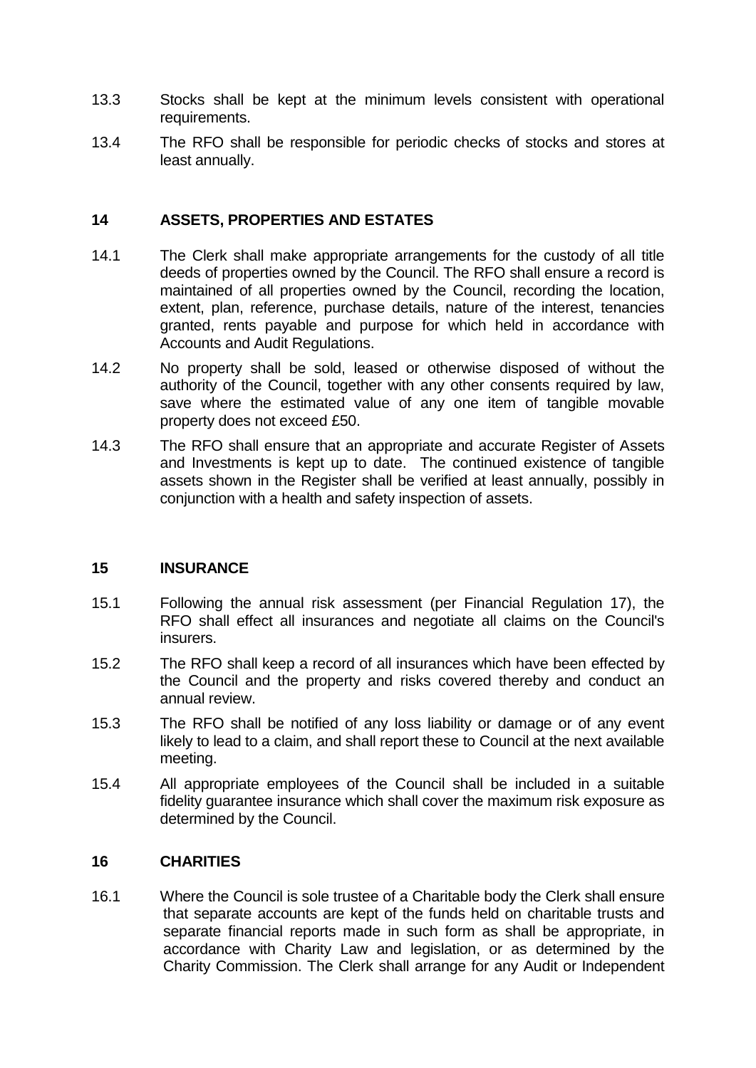13.3 Stocks shall be kept at the minimum levels consistent with operational requirements.

13.4 The RFO shall be responsible for periodic checks of stocks and stores at least annually.

## 14 ASSETS, PROPERTIES AND ESTATES

14.1 The Clerk shall make appropriate arrangements for the custody of all title deeds of properties owned by the Council. The RFO shall ensure a record is maintained of all properties owned by the Council, recording the location, extent, plan, reference, purchase details, nature of the interest, tenancies granted, rents payable and purpose for which held in accordance with Accounts and Audit Regulations.

14.2 No property shall be sold, leased or otherwise disposed of without the authority of the Council, together with any other consents required by law, save where the estimated value of any one item of tangible movable property does not exceed £50.

14.3 The RFO shall ensure that an appropriate and accurate Register of Assets and Investments is kept up to date. The continued existence of tangible assets shown in the Register shall be verified at least annually, possibly in conjunction with a health and safety inspection of assets.

## 15 INSURANCE

15.1 Following the annual risk assessment (per Financial Regulation 17), the RFO shall effect all insurances and negotiate all claims on the Council's insurers.

15.2 The RFO shall keep a record of all insurances which have been effected by the Council and the property and risks covered thereby and conduct an annual review.

15.3 The RFO shall be notified of any loss liability or damage or of any event likely to lead to a claim, and shall report these to Council at the next available meeting.

15.4 All appropriate employees of the Council shall be included in a suitable fidelity guarantee insurance which shall cover the maximum risk exposure as determined by the Council.

## 16 CHARITIES

16.1 Where the Council is sole trustee of a Charitable body the Clerk shall ensure that separate accounts are kept of the funds held on charitable trusts and separate financial reports made in such form as shall be appropriate, in accordance with Charity Law and legislation, or as determined by the Charity Commission. The Clerk shall arrange for any Audit or Independent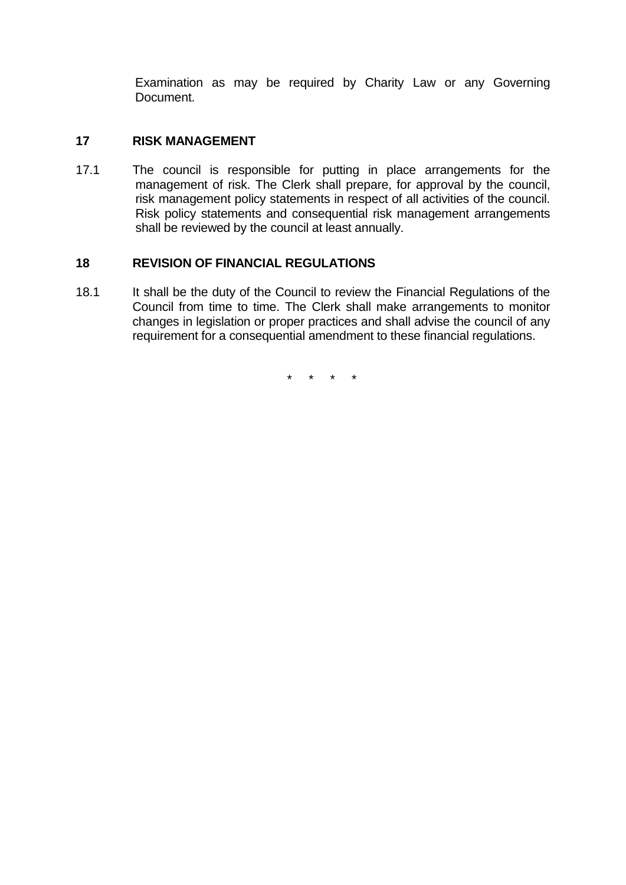Examination as may be required by Charity Law or any Governing Document.

## 17 RISK MANAGEMENT

17.1 The council is responsible for putting in place arrangements for the management of risk. The Clerk shall prepare, for approval by the council, risk management policy statements in respect of all activities of the council. Risk policy statements and consequential risk management arrangements shall be reviewed by the council at least annually.

## 18 REVISION OF FINANCIAL REGULATIONS

18.1 It shall be the duty of the Council to review the Financial Regulations of the Council from time to time. The Clerk shall make arrangements to monitor changes in legislation or proper practices and shall advise the council of any requirement for a consequential amendment to these financial regulations.

\* \* \* \*